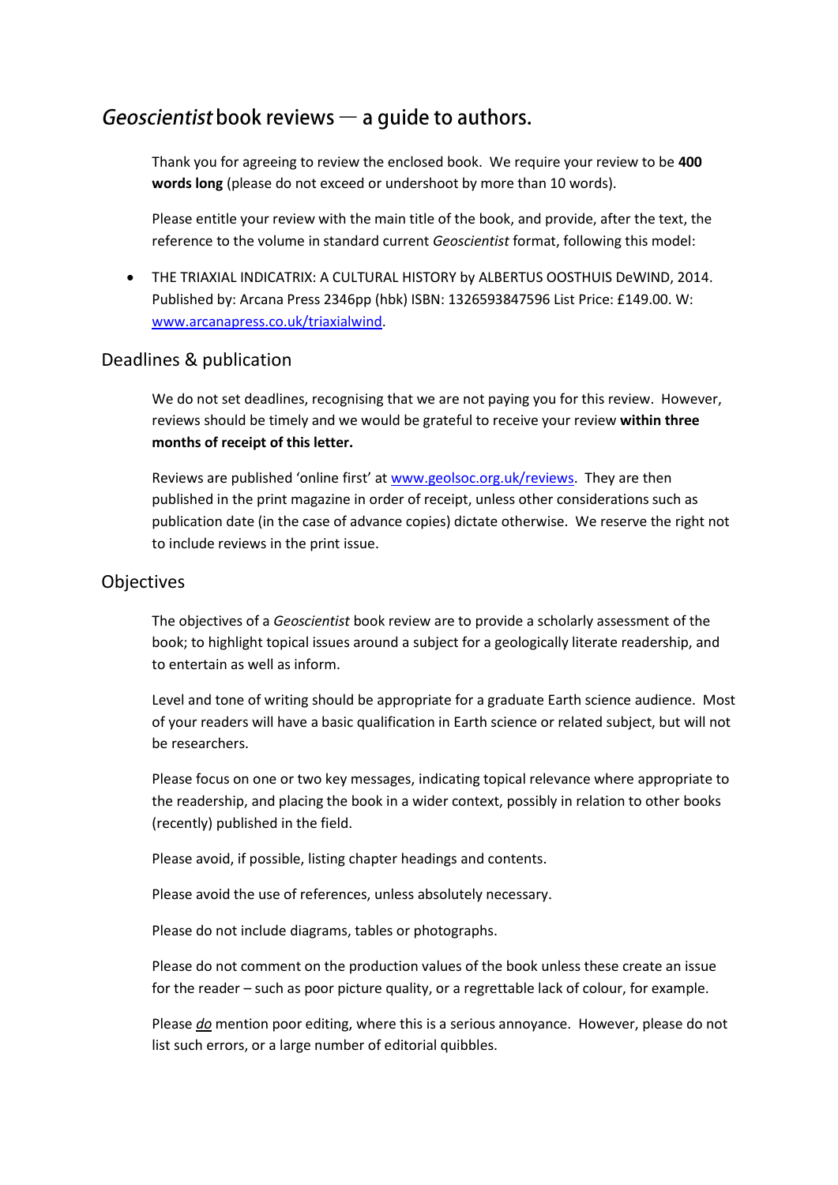# *Geoscientist* book reviews — a guide to authors.

Thank you for agreeing to review the enclosed book. We require your review to be **400 words long** (please do not exceed or undershoot by more than 10 words).

Please entitle your review with the main title of the book, and provide, after the text, the reference to the volume in standard current *Geoscientist* format, following this model:

- THE TRIAXIAL INDICATRIX: A CULTURAL HISTORY by ALBERTUS OOSTHUIS DeWIND, 2014. Published by: Arcana Press 2346pp (hbk) ISBN: 1326593847596 List Price: £149.00. W: [www.arcanapress.co.uk/triaxialwind](www.arcanapress.co.uk/triaxialwind).

## Deadlines & publication

We do not set deadlines, recognising that we are not paying you for this review. However, reviews should be timely and we would be grateful to receive your review **within three months of receipt of this letter.**

Reviews are published 'online first' at [www.geolsoc.org.uk/reviews](www.geolsoc.org.uk/reviews). They are then published in the print magazine in order of receipt, unless other considerations such as publication date (in the case of advance copies) dictate otherwise. We reserve the right not to include reviews in the print issue.

## Objectives

The objectives of a *Geoscientist* book review are to provide a scholarly assessment of the book; to highlight topical issues around a subject for a geologically literate readership, and to entertain as well as inform.

Level and tone of writing should be appropriate for a graduate Earth science audience. Most of your readers will have a basic qualification in Earth science or related subject, but will not be researchers.

Please focus on one or two key messages, indicating topical relevance where appropriate to the readership, and placing the book in a wider context, possibly in relation to other books (recently) published in the field.

Please avoid, if possible, listing chapter headings and contents.

Please avoid the use of references, unless absolutely necessary.

Please do not include diagrams, tables or photographs.

Please do not comment on the production values of the book unless these create an issue for the reader – such as poor picture quality, or a regrettable lack of colour, for example.

Please ***do*** mention poor editing, where this is a serious annoyance. However, please do not list such errors, or a large number of editorial quibbles.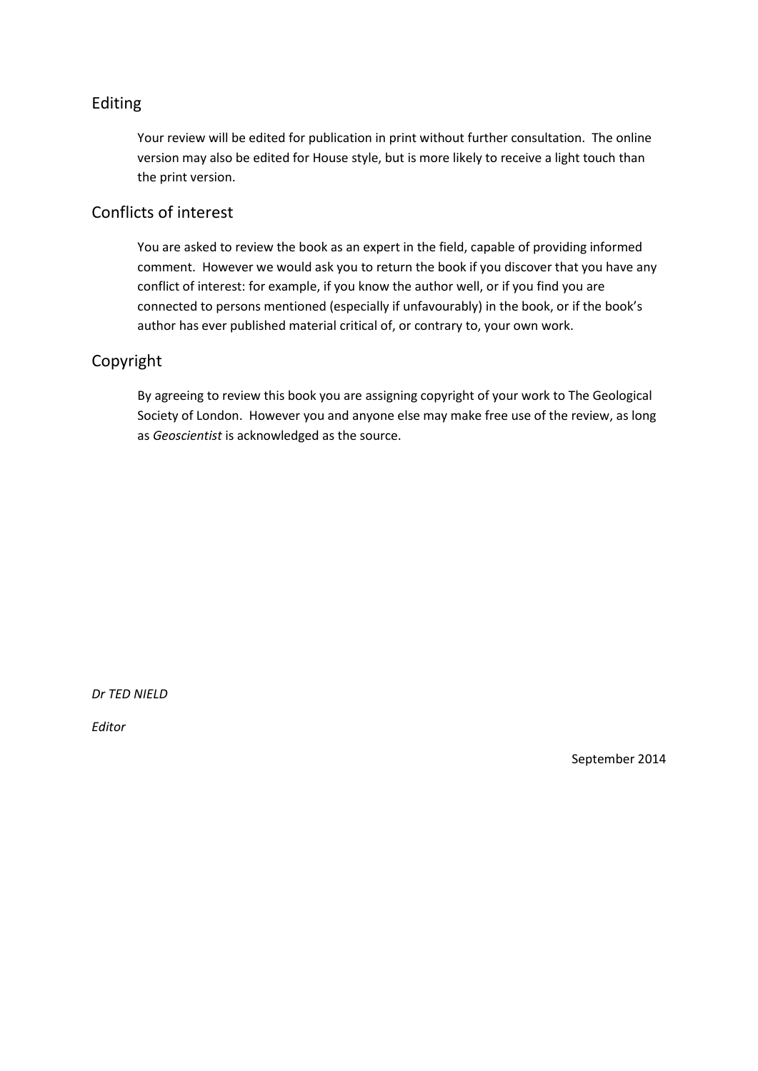## Editing

Your review will be edited for publication in print without further consultation. The online version may also be edited for House style, but is more likely to receive a light touch than the print version.

## Conflicts of interest

You are asked to review the book as an expert in the field, capable of providing informed comment. However we would ask you to return the book if you discover that you have any conflict of interest: for example, if you know the author well, or if you find you are connected to persons mentioned (especially if unfavourably) in the book, or if the book's author has ever published material critical of, or contrary to, your own work.

## Copyright

By agreeing to review this book you are assigning copyright of your work to The Geological Society of London. However you and anyone else may make free use of the review, as long as *Geoscientist* is acknowledged as the source.

*Dr TED NIELD*

*Editor*

September 2014